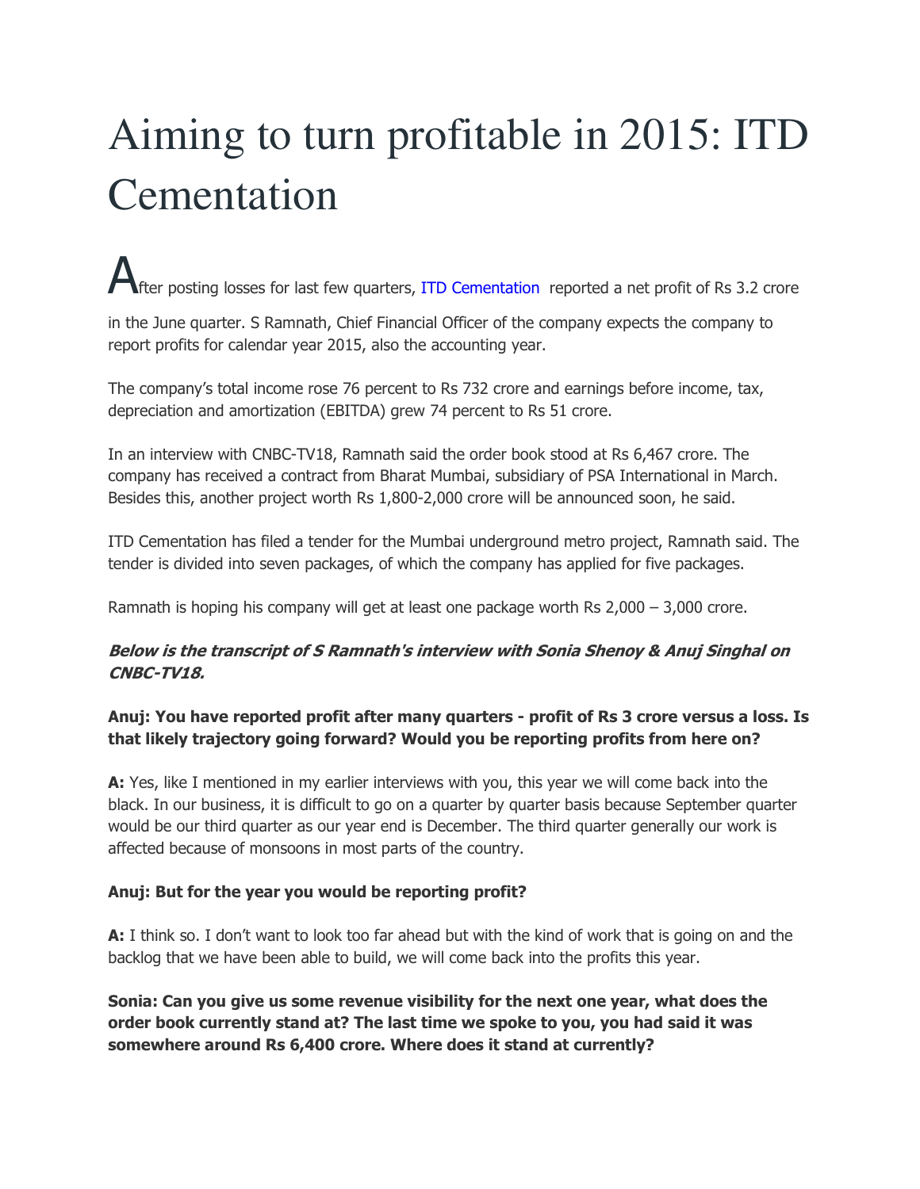# Aiming to turn profitable in 2015: ITD Cementation

After posting losses for last few quarters, ITD Cementation reported a net profit of Rs 3.2 crore in the June quarter. S Ramnath, Chief Financial Officer of the company expects the company to report profits for calendar year 2015, also the accounting year.

The company's total income rose 76 percent to Rs 732 crore and earnings before income, tax, depreciation and amortization (EBITDA) grew 74 percent to Rs 51 crore.

In an interview with CNBC-TV18, Ramnath said the order book stood at Rs 6,467 crore. The company has received a contract from Bharat Mumbai, subsidiary of PSA International in March. Besides this, another project worth Rs 1,800-2,000 crore will be announced soon, he said.

ITD Cementation has filed a tender for the Mumbai underground metro project, Ramnath said. The tender is divided into seven packages, of which the company has applied for five packages.

Ramnath is hoping his company will get at least one package worth Rs 2,000 – 3,000 crore.

***Below is the transcript of S Ramnath's interview with Sonia Shenoy & Anuj Singhal on CNBC-TV18.***

**Anuj: You have reported profit after many quarters - profit of Rs 3 crore versus a loss. Is that likely trajectory going forward? Would you be reporting profits from here on?**

**A:** Yes, like I mentioned in my earlier interviews with you, this year we will come back into the black. In our business, it is difficult to go on a quarter by quarter basis because September quarter would be our third quarter as our year end is December. The third quarter generally our work is affected because of monsoons in most parts of the country.

**Anuj: But for the year you would be reporting profit?**

**A:** I think so. I don't want to look too far ahead but with the kind of work that is going on and the backlog that we have been able to build, we will come back into the profits this year.

**Sonia: Can you give us some revenue visibility for the next one year, what does the order book currently stand at? The last time we spoke to you, you had said it was somewhere around Rs 6,400 crore. Where does it stand at currently?**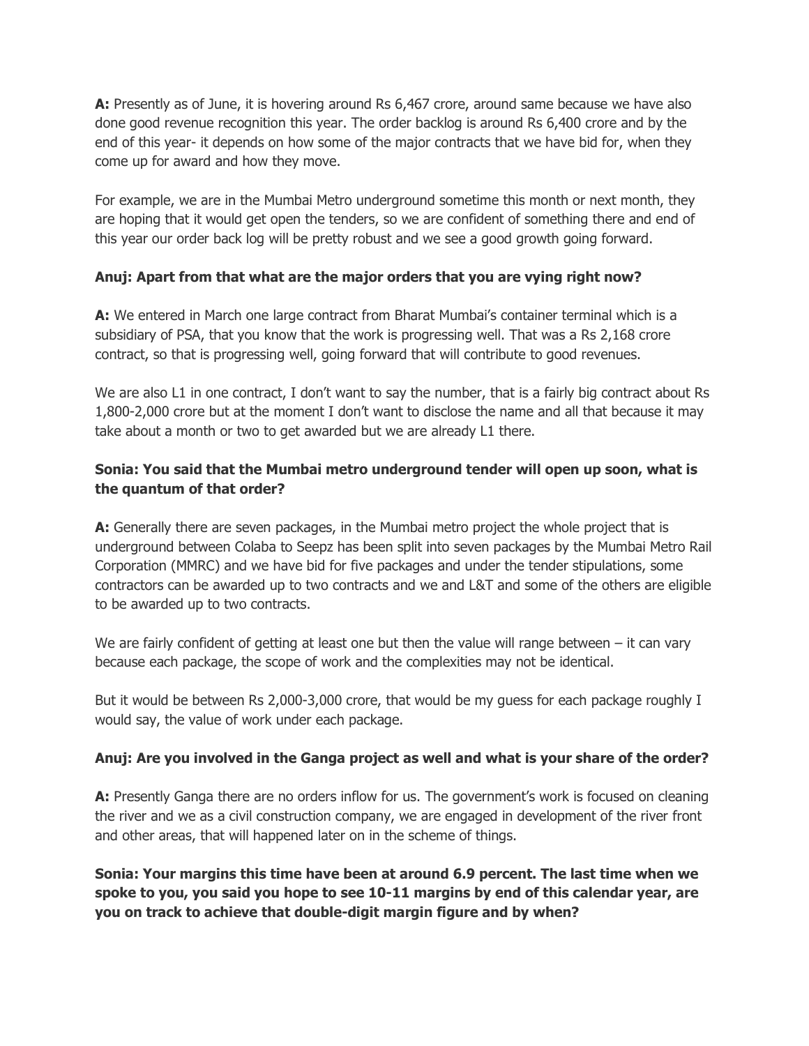**A:** Presently as of June, it is hovering around Rs 6,467 crore, around same because we have also done good revenue recognition this year. The order backlog is around Rs 6,400 crore and by the end of this year- it depends on how some of the major contracts that we have bid for, when they come up for award and how they move.

For example, we are in the Mumbai Metro underground sometime this month or next month, they are hoping that it would get open the tenders, so we are confident of something there and end of this year our order back log will be pretty robust and we see a good growth going forward.

**Anuj: Apart from that what are the major orders that you are vying right now?**

**A:** We entered in March one large contract from Bharat Mumbai's container terminal which is a subsidiary of PSA, that you know that the work is progressing well. That was a Rs 2,168 crore contract, so that is progressing well, going forward that will contribute to good revenues.

We are also L1 in one contract, I don't want to say the number, that is a fairly big contract about Rs 1,800-2,000 crore but at the moment I don't want to disclose the name and all that because it may take about a month or two to get awarded but we are already L1 there.

**Sonia: You said that the Mumbai metro underground tender will open up soon, what is the quantum of that order?**

**A:** Generally there are seven packages, in the Mumbai metro project the whole project that is underground between Colaba to Seepz has been split into seven packages by the Mumbai Metro Rail Corporation (MMRC) and we have bid for five packages and under the tender stipulations, some contractors can be awarded up to two contracts and we and L&T and some of the others are eligible to be awarded up to two contracts.

We are fairly confident of getting at least one but then the value will range between – it can vary because each package, the scope of work and the complexities may not be identical.

But it would be between Rs 2,000-3,000 crore, that would be my guess for each package roughly I would say, the value of work under each package.

**Anuj: Are you involved in the Ganga project as well and what is your share of the order?**

**A:** Presently Ganga there are no orders inflow for us. The government's work is focused on cleaning the river and we as a civil construction company, we are engaged in development of the river front and other areas, that will happened later on in the scheme of things.

**Sonia: Your margins this time have been at around 6.9 percent. The last time when we spoke to you, you said you hope to see 10-11 margins by end of this calendar year, are you on track to achieve that double-digit margin figure and by when?**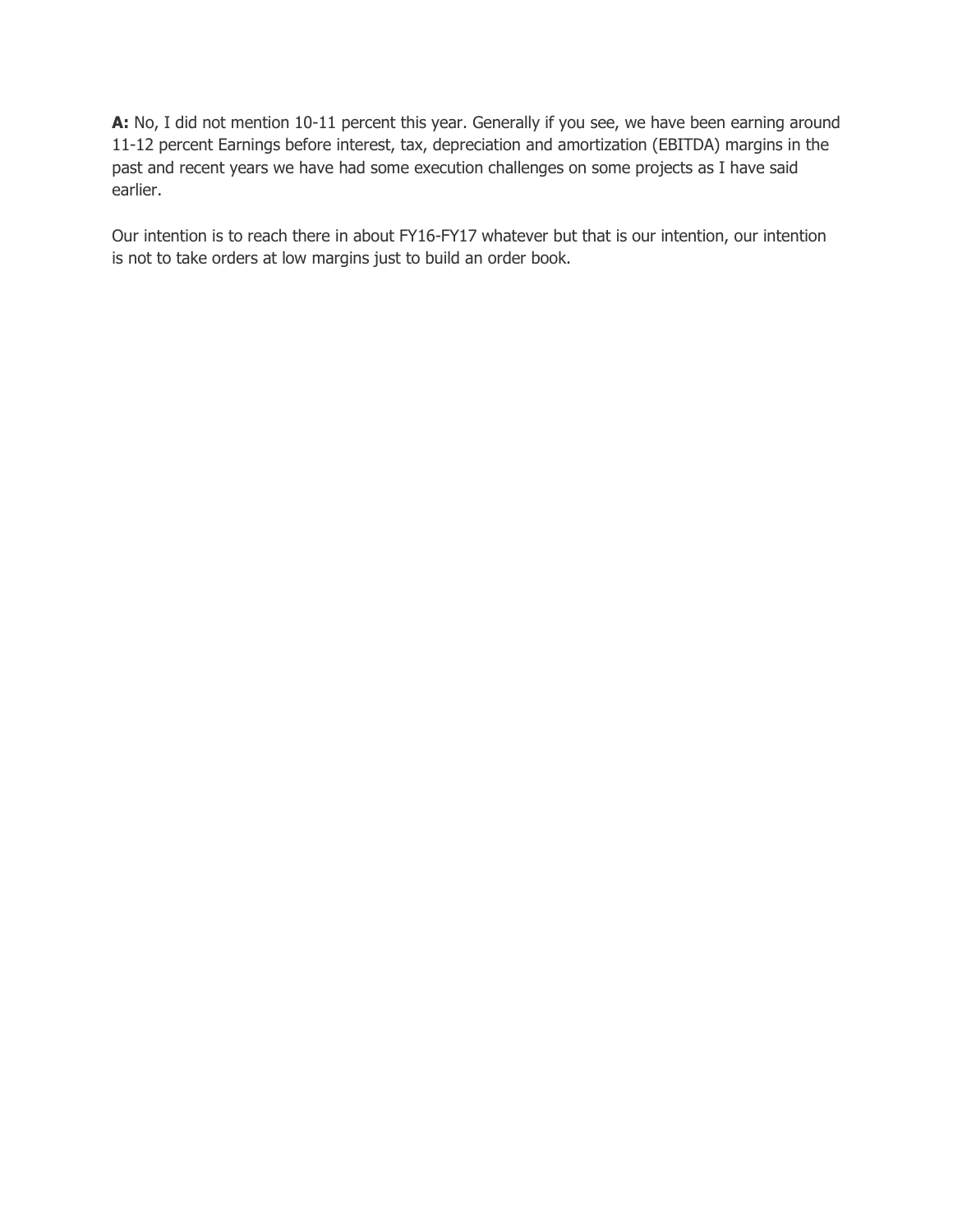**A:** No, I did not mention 10-11 percent this year. Generally if you see, we have been earning around 11-12 percent Earnings before interest, tax, depreciation and amortization (EBITDA) margins in the past and recent years we have had some execution challenges on some projects as I have said earlier.

Our intention is to reach there in about FY16-FY17 whatever but that is our intention, our intention is not to take orders at low margins just to build an order book.